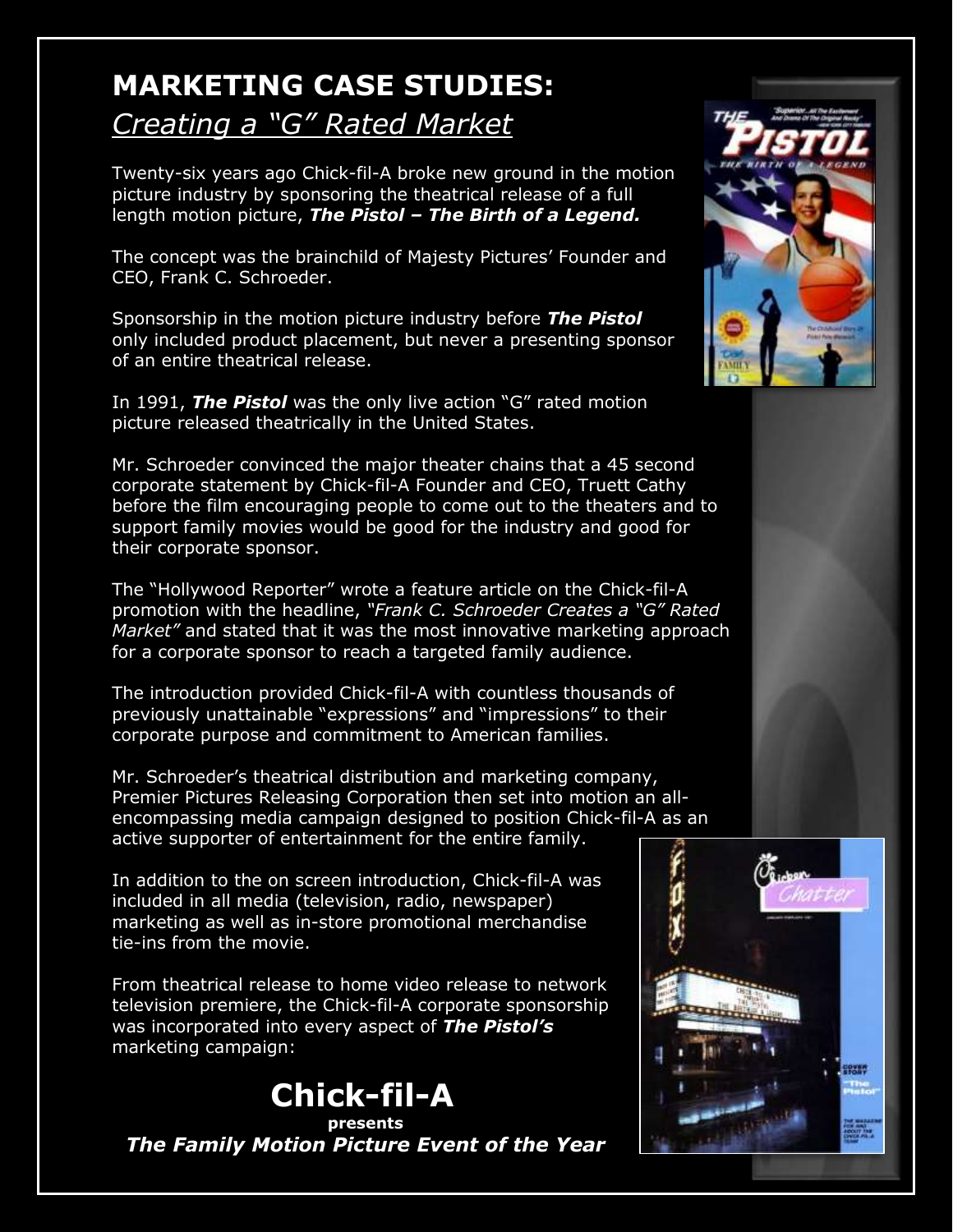# MARKETING CASE STUDIES:

## *Creating a "G" Rated Market*

Twenty-six years ago Chick-fil-A broke new ground in the motion picture industry by sponsoring the theatrical release of a full length motion picture, ***The Pistol – The Birth of a Legend.***

The concept was the brainchild of Majesty Pictures' Founder and CEO, Frank C. Schroeder.

Sponsorship in the motion picture industry before ***The Pistol*** only included product placement, but never a presenting sponsor of an entire theatrical release.

In 1991, ***The Pistol*** was the only live action "G" rated motion picture released theatrically in the United States.

Mr. Schroeder convinced the major theater chains that a 45 second corporate statement by Chick-fil-A Founder and CEO, Truett Cathy before the film encouraging people to come out to the theaters and to support family movies would be good for the industry and good for their corporate sponsor.

The "Hollywood Reporter" wrote a feature article on the Chick-fil-A promotion with the headline, *"Frank C. Schroeder Creates a "G" Rated Market"* and stated that it was the most innovative marketing approach for a corporate sponsor to reach a targeted family audience.

The introduction provided Chick-fil-A with countless thousands of previously unattainable "expressions" and "impressions" to their corporate purpose and commitment to American families.

Mr. Schroeder's theatrical distribution and marketing company, Premier Pictures Releasing Corporation then set into motion an all-encompassing media campaign designed to position Chick-fil-A as an active supporter of entertainment for the entire family.

In addition to the on screen introduction, Chick-fil-A was included in all media (television, radio, newspaper) marketing as well as in-store promotional merchandise tie-ins from the movie.

From theatrical release to home video release to network television premiere, the Chick-fil-A corporate sponsorship was incorporated into every aspect of ***The Pistol's*** marketing campaign:

**Chick-fil-A**

**presents**

***The Family Motion Picture Event of the Year***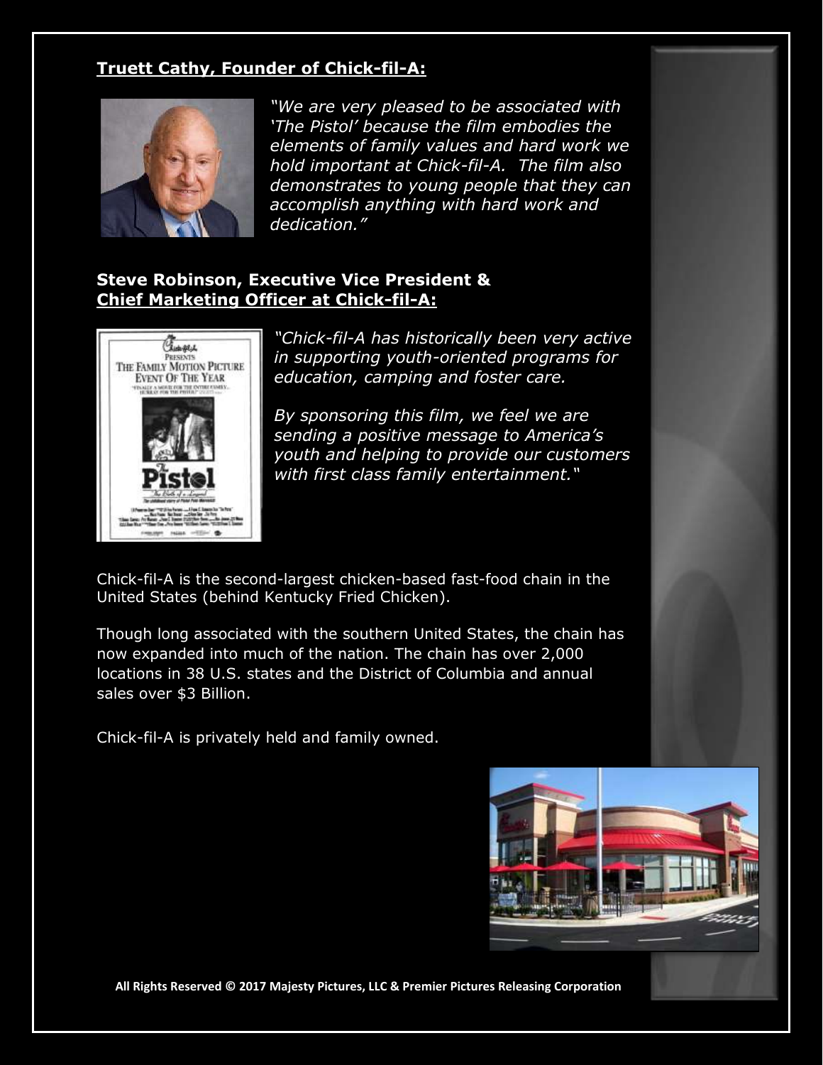**Truett Cathy, Founder of Chick-fil-A:**

*"We are very pleased to be associated with 'The Pistol' because the film embodies the elements of family values and hard work we hold important at Chick-fil-A. The film also demonstrates to young people that they can accomplish anything with hard work and dedication."*

**Steve Robinson, Executive Vice President & Chief Marketing Officer at Chick-fil-A:**

*"Chick-fil-A has historically been very active in supporting youth-oriented programs for education, camping and foster care.*

*By sponsoring this film, we feel we are sending a positive message to America's youth and helping to provide our customers with first class family entertainment."*

Chick-fil-A is the second-largest chicken-based fast-food chain in the United States (behind Kentucky Fried Chicken).

Though long associated with the southern United States, the chain has now expanded into much of the nation. The chain has over 2,000 locations in 38 U.S. states and the District of Columbia and annual sales over $3 Billion.

Chick-fil-A is privately held and family owned.

All Rights Reserved © 2017 Majesty Pictures, LLC & Premier Pictures Releasing Corporation